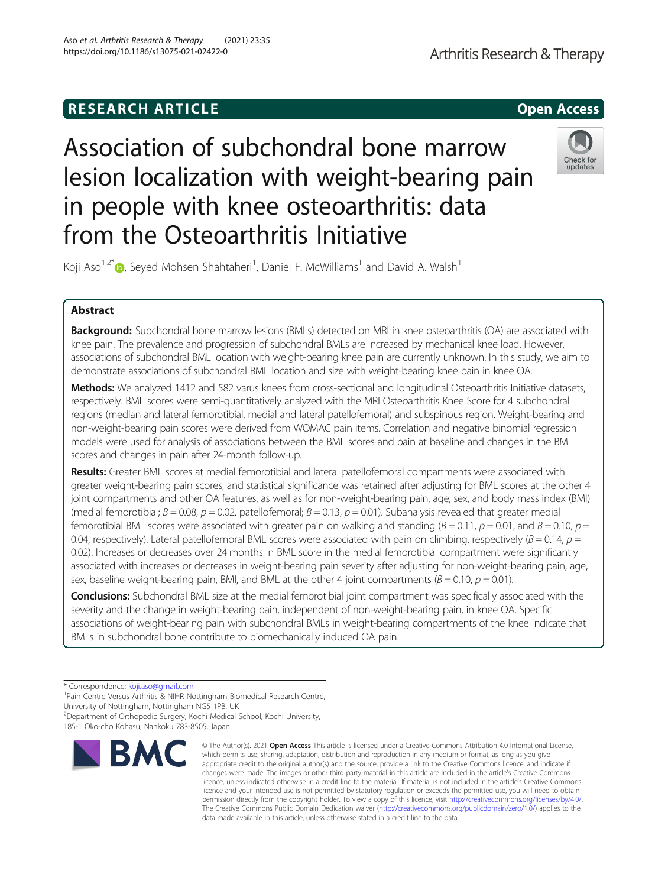RESEARCH ARTICLE

Open Access

# Association of subchondral bone marrow lesion localization with weight-bearing pain in people with knee osteoarthritis: data from the Osteoarthritis Initiative

Koji Aso[1,2*], Seyed Mohsen Shahtaheri[1], Daniel F. McWilliams[1] and David A. Walsh[1]

## Abstract

**Background:** Subchondral bone marrow lesions (BMLs) detected on MRI in knee osteoarthritis (OA) are associated with knee pain. The prevalence and progression of subchondral BMLs are increased by mechanical knee load. However, associations of subchondral BML location with weight-bearing knee pain are currently unknown. In this study, we aim to demonstrate associations of subchondral BML location and size with weight-bearing knee pain in knee OA.

**Methods:** We analyzed 1412 and 582 varus knees from cross-sectional and longitudinal Osteoarthritis Initiative datasets, respectively. BML scores were semi-quantitatively analyzed with the MRI Osteoarthritis Knee Score for 4 subchondral regions (median and lateral femorotibial, medial and lateral patellofemoral) and subspinous region. Weight-bearing and non-weight-bearing pain scores were derived from WOMAC pain items. Correlation and negative binomial regression models were used for analysis of associations between the BML scores and pain at baseline and changes in the BML scores and changes in pain after 24-month follow-up.

**Results:** Greater BML scores at medial femorotibial and lateral patellofemoral compartments were associated with greater weight-bearing pain scores, and statistical significance was retained after adjusting for BML scores at the other 4 joint compartments and other OA features, as well as for non-weight-bearing pain, age, sex, and body mass index (BMI) (medial femorotibial; $B = 0.08$, $p = 0.02$. patellofemoral; $B = 0.13$, $p = 0.01$). Subanalysis revealed that greater medial femorotibial BML scores were associated with greater pain on walking and standing ($B = 0.11$, $p = 0.01$, and $B = 0.10$, $p = 0.04$, respectively). Lateral patellofemoral BML scores were associated with pain on climbing, respectively ($B = 0.14$, $p = 0.02$). Increases or decreases over 24 months in BML score in the medial femorotibial compartment were significantly associated with increases or decreases in weight-bearing pain severity after adjusting for non-weight-bearing pain, age, sex, baseline weight-bearing pain, BMI, and BML at the other 4 joint compartments ($B = 0.10$, $p = 0.01$).

**Conclusions:** Subchondral BML size at the medial femorotibial joint compartment was specifically associated with the severity and the change in weight-bearing pain, independent of non-weight-bearing pain, in knee OA. Specific associations of weight-bearing pain with subchondral BMLs in weight-bearing compartments of the knee indicate that BMLs in subchondral bone contribute to biomechanically induced OA pain.

\* Correspondence: koji.aso@gmail.com

[1]Pain Centre Versus Arthritis & NIHR Nottingham Biomedical Research Centre, University of Nottingham, Nottingham NG5 1PB, UK

[2]Department of Orthopedic Surgery, Kochi Medical School, Kochi University, 185-1 Oko-cho Kohasu, Nankoku 783-8505, Japan

© The Author(s). 2021 **Open Access** This article is licensed under a Creative Commons Attribution 4.0 International License, which permits use, sharing, adaptation, distribution and reproduction in any medium or format, as long as you give appropriate credit to the original author(s) and the source, provide a link to the Creative Commons licence, and indicate if changes were made. The images or other third party material in this article are included in the article's Creative Commons licence, unless indicated otherwise in a credit line to the material. If material is not included in the article's Creative Commons licence and your intended use is not permitted by statutory regulation or exceeds the permitted use, you will need to obtain permission directly from the copyright holder. To view a copy of this licence, visit http://creativecommons.org/licenses/by/4.0/. The Creative Commons Public Domain Dedication waiver (http://creativecommons.org/publicdomain/zero/1.0/) applies to the data made available in this article, unless otherwise stated in a credit line to the data.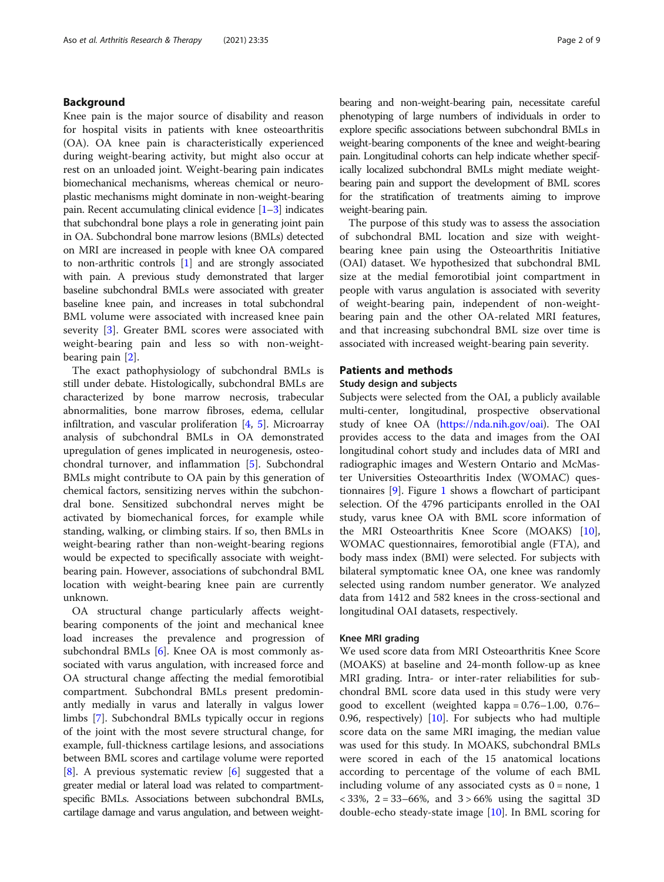## Background

Knee pain is the major source of disability and reason for hospital visits in patients with knee osteoarthritis (OA). OA knee pain is characteristically experienced during weight-bearing activity, but might also occur at rest on an unloaded joint. Weight-bearing pain indicates biomechanical mechanisms, whereas chemical or neuroplastic mechanisms might dominate in non-weight-bearing pain. Recent accumulating clinical evidence [1–3] indicates that subchondral bone plays a role in generating joint pain in OA. Subchondral bone marrow lesions (BMLs) detected on MRI are increased in people with knee OA compared to non-arthritic controls [1] and are strongly associated with pain. A previous study demonstrated that larger baseline subchondral BMLs were associated with greater baseline knee pain, and increases in total subchondral BML volume were associated with increased knee pain severity [3]. Greater BML scores were associated with weight-bearing pain and less so with non-weight-bearing pain [2].

The exact pathophysiology of subchondral BMLs is still under debate. Histologically, subchondral BMLs are characterized by bone marrow necrosis, trabecular abnormalities, bone marrow fibroses, edema, cellular infiltration, and vascular proliferation [4, 5]. Microarray analysis of subchondral BMLs in OA demonstrated upregulation of genes implicated in neurogenesis, osteochondral turnover, and inflammation [5]. Subchondral BMLs might contribute to OA pain by this generation of chemical factors, sensitizing nerves within the subchondral bone. Sensitized subchondral nerves might be activated by biomechanical forces, for example while standing, walking, or climbing stairs. If so, then BMLs in weight-bearing rather than non-weight-bearing regions would be expected to specifically associate with weight-bearing pain. However, associations of subchondral BML location with weight-bearing knee pain are currently unknown.

OA structural change particularly affects weight-bearing components of the joint and mechanical knee load increases the prevalence and progression of subchondral BMLs [6]. Knee OA is most commonly associated with varus angulation, with increased force and OA structural change affecting the medial femorotibial compartment. Subchondral BMLs present predominantly medially in varus and laterally in valgus lower limbs [7]. Subchondral BMLs typically occur in regions of the joint with the most severe structural change, for example, full-thickness cartilage lesions, and associations between BML scores and cartilage volume were reported [8]. A previous systematic review [6] suggested that a greater medial or lateral load was related to compartment-specific BMLs. Associations between subchondral BMLs, cartilage damage and varus angulation, and between weight-bearing and non-weight-bearing pain, necessitate careful phenotyping of large numbers of individuals in order to explore specific associations between subchondral BMLs in weight-bearing components of the knee and weight-bearing pain. Longitudinal cohorts can help indicate whether specifically localized subchondral BMLs might mediate weight-bearing pain and support the development of BML scores for the stratification of treatments aiming to improve weight-bearing pain.

The purpose of this study was to assess the association of subchondral BML location and size with weight-bearing knee pain using the Osteoarthritis Initiative (OAI) dataset. We hypothesized that subchondral BML size at the medial femorotibial joint compartment in people with varus angulation is associated with severity of weight-bearing pain, independent of non-weight-bearing pain and the other OA-related MRI features, and that increasing subchondral BML size over time is associated with increased weight-bearing pain severity.

## Patients and methods

### Subjects design and subjects

Subjects were selected from the OAI, a publicly available multi-center, longitudinal, prospective observational study of knee OA (https://nda.nih.gov/oai). The OAI provides access to the data and images from the OAI longitudinal cohort study and includes data of MRI and radiographic images and Western Ontario and McMaster Universities Osteoarthritis Index (WOMAC) questionnaires [9]. Figure 1 shows a flowchart of participant selection. Of the 4796 participants enrolled in the OAI study, varus knee OA with BML score information of the MRI Osteoarthritis Knee Score (MOAKS) [10], WOMAC questionnaires, femorotibial angle (FTA), and body mass index (BMI) were selected. For subjects with bilateral symptomatic knee OA, one knee was randomly selected using random number generator. We analyzed data from 1412 and 582 knees in the cross-sectional and longitudinal OAI datasets, respectively.

### Knee MRI grading

We used score data from MRI Osteoarthritis Knee Score (MOAKS) at baseline and 24-month follow-up as knee MRI grading. Intra- or inter-rater reliabilities for subchondral BML score data used in this study were very good to excellent (weighted kappa = 0.76–1.00, 0.76–0.96, respectively) [10]. For subjects who had multiple score data on the same MRI imaging, the median value was used for this study. In MOAKS, subchondral BMLs were scored in each of the 15 anatomical locations according to percentage of the volume of each BML including volume of any associated cysts as 0 = none, 1 < 33%, 2 = 33–66%, and 3 > 66% using the sagittal 3D double-echo steady-state image [10]. In BML scoring for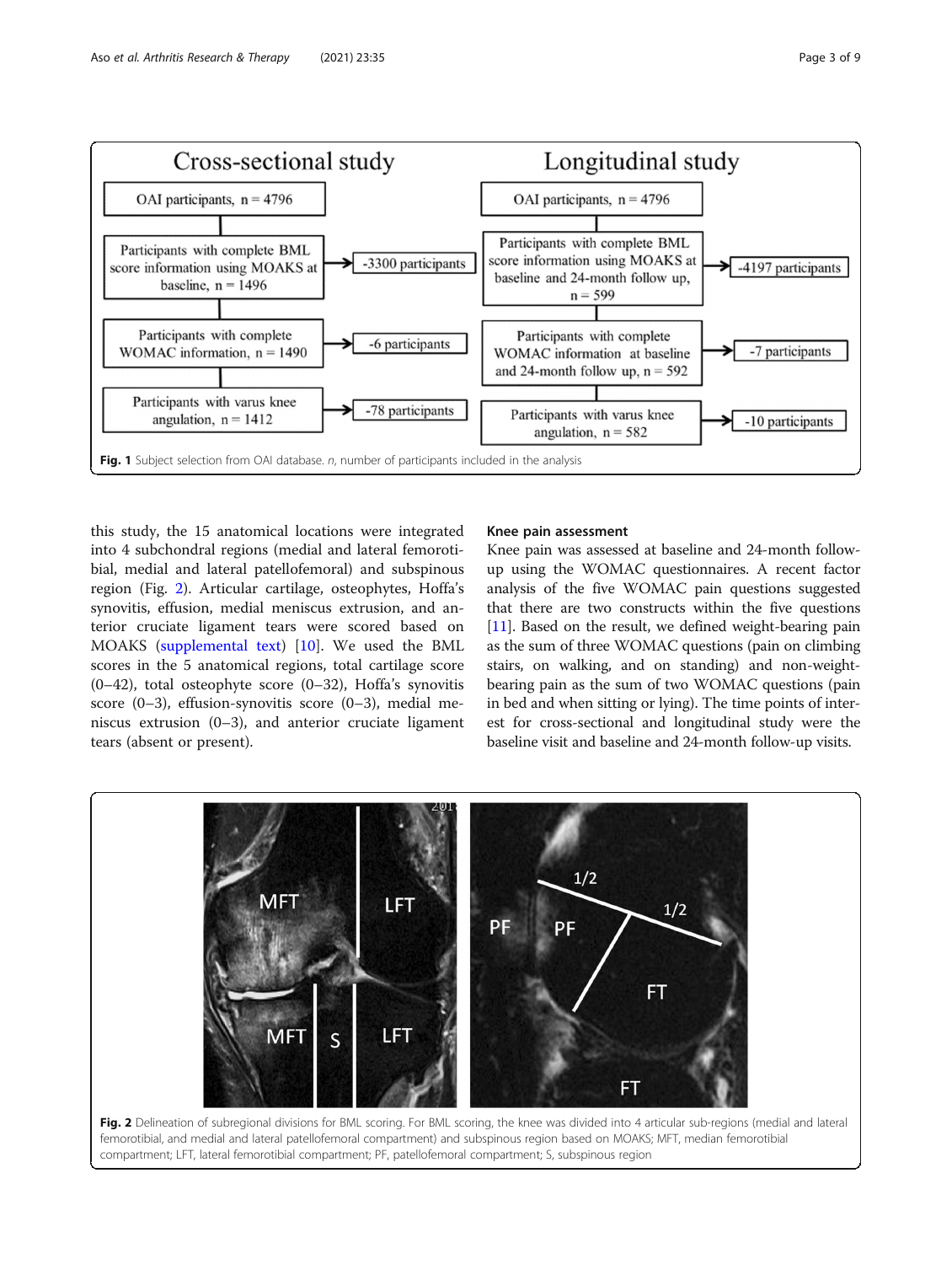**Fig. 1** Subject selection from OAI database. *n*, number of participants included in the analysis

this study, the 15 anatomical locations were integrated into 4 subchondral regions (medial and lateral femorotibial, medial and lateral patellofemoral) and subspinous region (Fig. 2). Articular cartilage, osteophytes, Hoffa's synovitis, effusion, medial meniscus extrusion, and anterior cruciate ligament tears were scored based on MOAKS (supplemental text) [10]. We used the BML scores in the 5 anatomical regions, total cartilage score (0–42), total osteophyte score (0–32), Hoffa's synovitis score (0–3), effusion-synovitis score (0–3), medial meniscus extrusion (0–3), and anterior cruciate ligament tears (absent or present).

### Knee pain assessment

Knee pain was assessed at baseline and 24-month follow-up using the WOMAC questionnaires. A recent factor analysis of the five WOMAC pain questions suggested that there are two constructs within the five questions [11]. Based on the result, we defined weight-bearing pain as the sum of three WOMAC questions (pain on climbing stairs, on walking, and on standing) and non-weight-bearing pain as the sum of two WOMAC questions (pain in bed and when sitting or lying). The time points of interest for cross-sectional and longitudinal study were the baseline visit and baseline and 24-month follow-up visits.

**Fig. 2** Delineation of subregional divisions for BML scoring. For BML scoring, the knee was divided into 4 articular sub-regions (medial and lateral femorotibial, and medial and lateral patellofemoral compartment) and subspinous region based on MOAKS; MFT, median femorotibial compartment; LFT, lateral femorotibial compartment; PF, patellofemoral compartment; S, subspinous region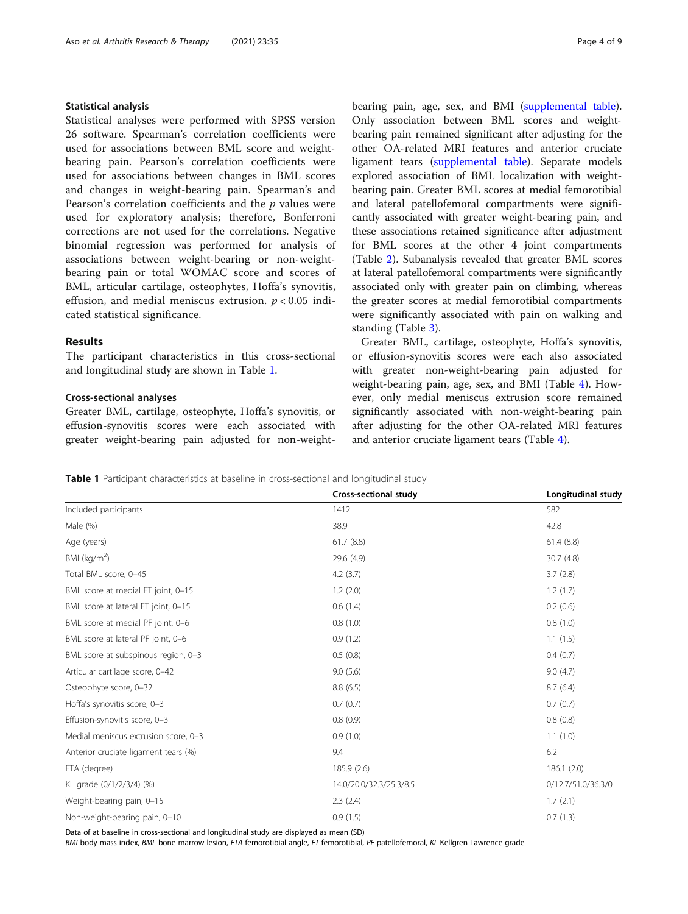### Statistical analysis

Statistical analyses were performed with SPSS version 26 software. Spearman's correlation coefficients were used for associations between BML score and weight-bearing pain. Pearson's correlation coefficients were used for associations between changes in BML scores and changes in weight-bearing pain. Spearman's and Pearson's correlation coefficients and the $p$ values were used for exploratory analysis; therefore, Bonferroni corrections are not used for the correlations. Negative binomial regression was performed for analysis of associations between weight-bearing or non-weight-bearing pain or total WOMAC score and scores of BML, articular cartilage, osteophytes, Hoffa's synovitis, effusion, and medial meniscus extrusion. $p < 0.05$ indicated statistical significance.

## Results

The participant characteristics in this cross-sectional and longitudinal study are shown in Table 1.

### Cross-sectional analyses

Greater BML, cartilage, osteophyte, Hoffa's synovitis, or effusion-synovitis scores were each associated with greater weight-bearing pain adjusted for non-weight-bearing pain, age, sex, and BMI (supplemental table). Only association between BML scores and weight-bearing pain remained significant after adjusting for the other OA-related MRI features and anterior cruciate ligament tears (supplemental table). Separate models explored association of BML localization with weight-bearing pain. Greater BML scores at medial femorotibial and lateral patellofemoral compartments were significantly associated with greater weight-bearing pain, and these associations retained significance after adjustment for BML scores at the other 4 joint compartments (Table 2). Subanalysis revealed that greater BML scores at lateral patellofemoral compartments were significantly associated only with greater pain on climbing, whereas the greater scores at medial femorotibial compartments were significantly associated with pain on walking and standing (Table 3).

Greater BML, cartilage, osteophyte, Hoffa's synovitis, or effusion-synovitis scores were each also associated with greater non-weight-bearing pain adjusted for weight-bearing pain, age, sex, and BMI (Table 4). However, only medial meniscus extrusion score remained significantly associated with non-weight-bearing pain after adjusting for the other OA-related MRI features and anterior cruciate ligament tears (Table 4).

**Table 1** Participant characteristics at baseline in cross-sectional and longitudinal study

| | Cross-sectional study | Longitudinal study |
|---|---|---|
| Included participants | 1412 | 582 |
| Male (%) | 38.9 | 42.8 |
| Age (years) | 61.7 (8.8) | 61.4 (8.8) |
| BMI (kg/m$^2$) | 29.6 (4.9) | 30.7 (4.8) |
| Total BML score, 0–45 | 4.2 (3.7) | 3.7 (2.8) |
| BML score at medial FT joint, 0–15 | 1.2 (2.0) | 1.2 (1.7) |
| BML score at lateral FT joint, 0–15 | 0.6 (1.4) | 0.2 (0.6) |
| BML score at medial PF joint, 0–6 | 0.8 (1.0) | 0.8 (1.0) |
| BML score at lateral PF joint, 0–6 | 0.9 (1.2) | 1.1 (1.5) |
| BML score at subspinous region, 0–3 | 0.5 (0.8) | 0.4 (0.7) |
| Articular cartilage score, 0–42 | 9.0 (5.6) | 9.0 (4.7) |
| Osteophyte score, 0–32 | 8.8 (6.5) | 8.7 (6.4) |
| Hoffa's synovitis score, 0–3 | 0.7 (0.7) | 0.7 (0.7) |
| Effusion-synovitis score, 0–3 | 0.8 (0.9) | 0.8 (0.8) |
| Medial meniscus extrusion score, 0–3 | 0.9 (1.0) | 1.1 (1.0) |
| Anterior cruciate ligament tears (%) | 9.4 | 6.2 |
| FTA (degree) | 185.9 (2.6) | 186.1 (2.0) |
| KL grade (0/1/2/3/4) (%) | 14.0/20.0/32.3/25.3/8.5 | 0/12.7/51.0/36.3/0 |
| Weight-bearing pain, 0–15 | 2.3 (2.4) | 1.7 (2.1) |
| Non-weight-bearing pain, 0–10 | 0.9 (1.5) | 0.7 (1.3) |

Data of at baseline in cross-sectional and longitudinal study are displayed as mean (SD)

*BMI* body mass index, *BML* bone marrow lesion, *FTA* femorotibial angle, *FT* femorotibial, *PF* patellofemoral, *KL* Kellgren-Lawrence grade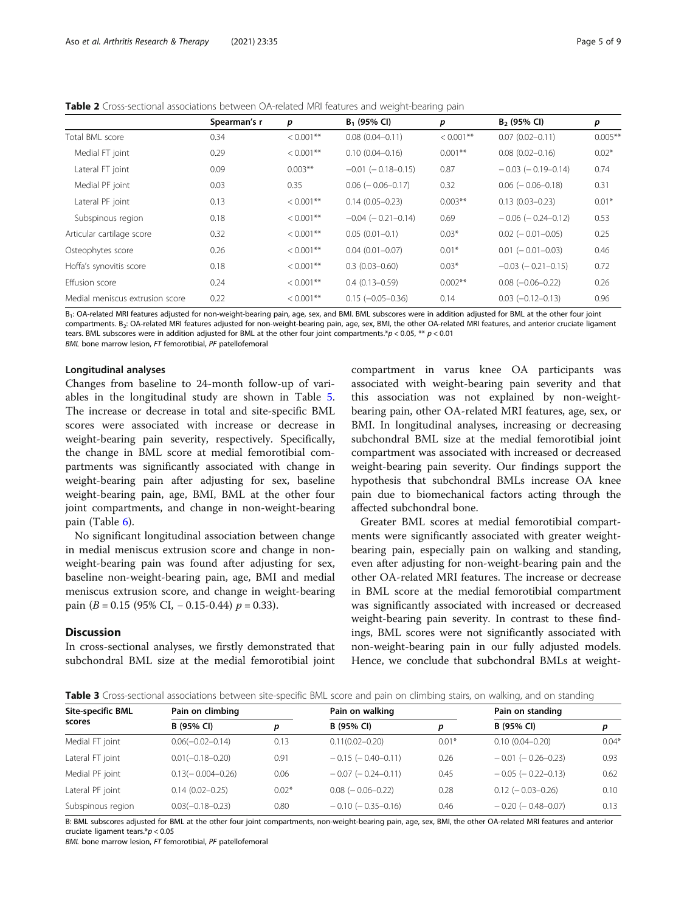**Table 2** Cross-sectional associations between OA-related MRI features and weight-bearing pain

| | Spearman's r | p | $B_1$ (95% CI) | p | $B_2$ (95% CI) | p |
|---|---|---|---|---|---|---|
| Total BML score | 0.34 | < 0.001** | 0.08 (0.04–0.11) | < 0.001** | 0.07 (0.02–0.11) | 0.005** |
| Medial FT joint | 0.29 | < 0.001** | 0.10 (0.04–0.16) | 0.001** | 0.08 (0.02–0.16) | 0.02* |
| Lateral FT joint | 0.09 | 0.003** | −0.01 (− 0.18–0.15) | 0.87 | − 0.03 (− 0.19–0.14) | 0.74 |
| Medial PF joint | 0.03 | 0.35 | 0.06 (− 0.06–0.17) | 0.32 | 0.06 (− 0.06–0.18) | 0.31 |
| Lateral PF joint | 0.13 | < 0.001** | 0.14 (0.05–0.23) | 0.003** | 0.13 (0.03–0.23) | 0.01* |
| Subspinous region | 0.18 | < 0.001** | −0.04 (− 0.21–0.14) | 0.69 | − 0.06 (− 0.24–0.12) | 0.53 |
| Articular cartilage score | 0.32 | < 0.001** | 0.05 (0.01–0.1) | 0.03* | 0.02 (− 0.01–0.05) | 0.25 |
| Osteophytes score | 0.26 | < 0.001** | 0.04 (0.01–0.07) | 0.01* | 0.01 (− 0.01–0.03) | 0.46 |
| Hoffa's synovitis score | 0.18 | < 0.001** | 0.3 (0.03–0.60) | 0.03* | −0.03 (− 0.21–0.15) | 0.72 |
| Effusion score | 0.24 | < 0.001** | 0.4 (0.13–0.59) | 0.002** | 0.08 (−0.06–0.22) | 0.26 |
| Medial meniscus extrusion score | 0.22 | < 0.001** | 0.15 (−0.05–0.36) | 0.14 | 0.03 (−0.12–0.13) | 0.96 |

$B_1$: OA-related MRI features adjusted for non-weight-bearing pain, age, sex, and BMI. BML subscores were in addition adjusted for BML at the other four joint compartments. $B_2$: OA-related MRI features adjusted for non-weight-bearing pain, age, sex, BMI, the other OA-related MRI features, and anterior cruciate ligament tears. BML subscores were in addition adjusted for BML at the other four joint compartments.*$p < 0.05$, ** $p < 0.01$

*BML* bone marrow lesion, *FT* femorotibial, *PF* patellofemoral

### Longitudinal analyses

Changes from baseline to 24-month follow-up of variables in the longitudinal study are shown in Table 5. The increase or decrease in total and site-specific BML scores were associated with increase or decrease in weight-bearing pain severity, respectively. Specifically, the change in BML score at medial femorotibial compartments was significantly associated with change in weight-bearing pain after adjusting for sex, baseline weight-bearing pain, age, BMI, BML at the other four joint compartments, and change in non-weight-bearing pain (Table 6).

No significant longitudinal association between change in medial meniscus extrusion score and change in non-weight-bearing pain was found after adjusting for sex, baseline non-weight-bearing pain, age, BMI and medial meniscus extrusion score, and change in weight-bearing pain ($B = 0.15$ (95% CI, − 0.15-0.44) $p = 0.33$).

## Discussion

In cross-sectional analyses, we firstly demonstrated that subchondral BML size at the medial femorotibial joint compartment in varus knee OA participants was associated with weight-bearing pain severity and that this association was not explained by non-weight-bearing pain, other OA-related MRI features, age, sex, or BMI. In longitudinal analyses, increasing or decreasing subchondral BML size at the medial femorotibial joint compartment was associated with increased or decreased weight-bearing pain severity. Our findings support the hypothesis that subchondral BMLs increase OA knee pain due to biomechanical factors acting through the affected subchondral bone.

Greater BML scores at medial femorotibial compartments were significantly associated with greater weight-bearing pain, especially pain on walking and standing, even after adjusting for non-weight-bearing pain and the other OA-related MRI features. The increase or decrease in BML score at the medial femorotibial compartment was significantly associated with increased or decreased weight-bearing pain severity. In contrast to these findings, BML scores were not significantly associated with non-weight-bearing pain in our fully adjusted models. Hence, we conclude that subchondral BMLs at weight-

**Table 3** Cross-sectional associations between site-specific BML score and pain on climbing stairs, on walking, and on standing

| Site-specific BML scores | Pain on climbing | | Pain on walking | | Pain on standing | |
|---|---|---|---|---|---|---|
| | B (95% CI) | p | B (95% CI) | p | B (95% CI) | p |
| Medial FT joint | 0.06(−0.02–0.14) | 0.13 | 0.11(0.02–0.20) | 0.01* | 0.10 (0.04–0.20) | 0.04* |
| Lateral FT joint | 0.01(−0.18–0.20) | 0.91 | − 0.15 (− 0.40–0.11) | 0.26 | − 0.01 (− 0.26–0.23) | 0.93 |
| Medial PF joint | 0.13(− 0.004–0.26) | 0.06 | − 0.07 (− 0.24–0.11) | 0.45 | − 0.05 (− 0.22–0.13) | 0.62 |
| Lateral PF joint | 0.14 (0.02–0.25) | 0.02* | 0.08 (− 0.06–0.22) | 0.28 | 0.12 (− 0.03–0.26) | 0.10 |
| Subspinous region | 0.03(−0.18–0.23) | 0.80 | − 0.10 (− 0.35–0.16) | 0.46 | − 0.20 (− 0.48–0.07) | 0.13 |

B: BML subscores adjusted for BML at the other four joint compartments, non-weight-bearing pain, age, sex, BMI, the other OA-related MRI features and anterior cruciate ligament tears.*$p < 0.05$

*BML* bone marrow lesion, *FT* femorotibial, *PF* patellofemoral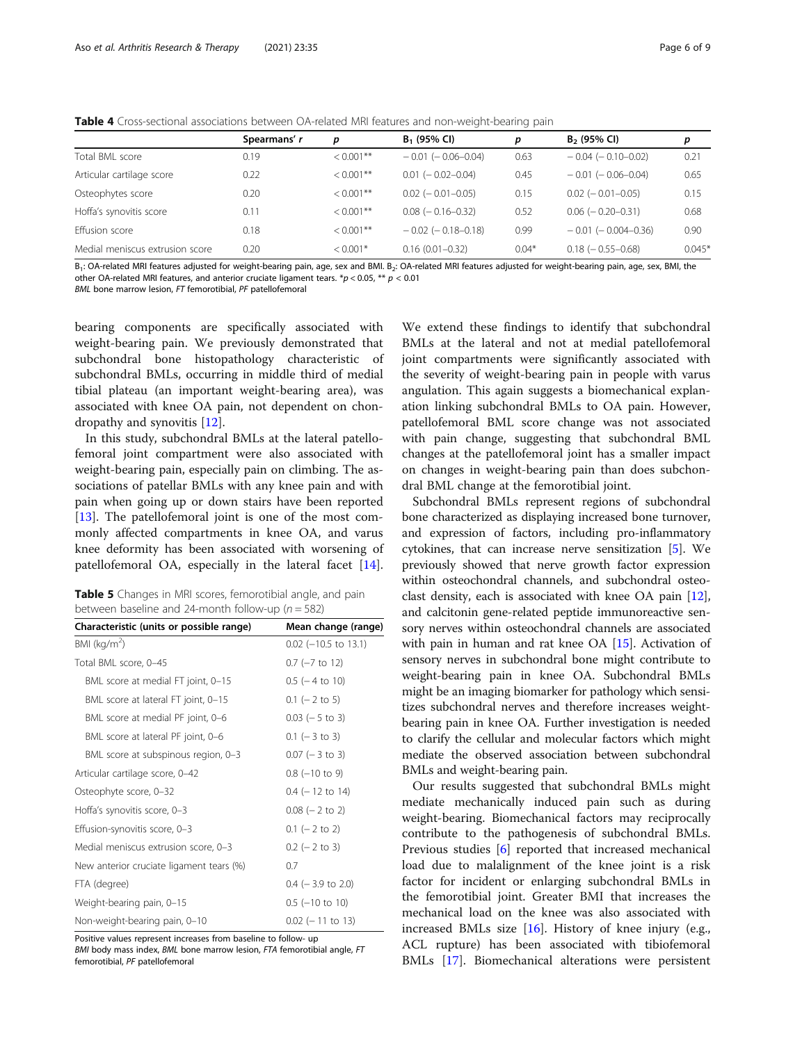**Table 4** Cross-sectional associations between OA-related MRI features and non-weight-bearing pain

| | Spearmans' r | p | $B_1$ (95% CI) | p | $B_2$ (95% CI) | p |
|---|---|---|---|---|---|---|
| Total BML score | 0.19 | < 0.001** | − 0.01 (− 0.06–0.04) | 0.63 | − 0.04 (− 0.10–0.02) | 0.21 |
| Articular cartilage score | 0.22 | < 0.001** | 0.01 (− 0.02–0.04) | 0.45 | − 0.01 (− 0.06–0.04) | 0.65 |
| Osteophytes score | 0.20 | < 0.001** | 0.02 (− 0.01–0.05) | 0.15 | 0.02 (− 0.01–0.05) | 0.15 |
| Hoffa's synovitis score | 0.11 | < 0.001** | 0.08 (− 0.16–0.32) | 0.52 | 0.06 (− 0.20–0.31) | 0.68 |
| Effusion score | 0.18 | < 0.001** | − 0.02 (− 0.18–0.18) | 0.99 | − 0.01 (− 0.004–0.36) | 0.90 |
| Medial meniscus extrusion score | 0.20 | < 0.001* | 0.16 (0.01–0.32) | 0.04* | 0.18 (− 0.55–0.68) | 0.045* |

$B_1$: OA-related MRI features adjusted for weight-bearing pain, age, sex and BMI. $B_2$: OA-related MRI features adjusted for weight-bearing pain, age, sex, BMI, the other OA-related MRI features, and anterior cruciate ligament tears. *$p < 0.05$, ** $p < 0.01$
*BML* bone marrow lesion, *FT* femorotibial, *PF* patellofemoral

bearing components are specifically associated with weight-bearing pain. We previously demonstrated that subchondral bone histopathology characteristic of subchondral BMLs, occurring in middle third of medial tibial plateau (an important weight-bearing area), was associated with knee OA pain, not dependent on chondropathy and synovitis [12].

In this study, subchondral BMLs at the lateral patellofemoral joint compartment were also associated with weight-bearing pain, especially pain on climbing. The associations of patellar BMLs with any knee pain and with pain when going up or down stairs have been reported [13]. The patellofemoral joint is one of the most commonly affected compartments in knee OA, and varus knee deformity has been associated with worsening of patellofemoral OA, especially in the lateral facet [14].

**Table 5** Changes in MRI scores, femorotibial angle, and pain between baseline and 24-month follow-up ($n = 582$)

| Characteristic (units or possible range) | Mean change (range) |
|---|---|
| BMI (kg/$m^2$) | 0.02 (−10.5 to 13.1) |
| Total BML score, 0–45 | 0.7 (−7 to 12) |
| BML score at medial FT joint, 0–15 | 0.5 (− 4 to 10) |
| BML score at lateral FT joint, 0–15 | 0.1 (− 2 to 5) |
| BML score at medial PF joint, 0–6 | 0.03 (− 5 to 3) |
| BML score at lateral PF joint, 0–6 | 0.1 (− 3 to 3) |
| BML score at subspinous region, 0–3 | 0.07 (− 3 to 3) |
| Articular cartilage score, 0–42 | 0.8 (−10 to 9) |
| Osteophyte score, 0–32 | 0.4 (− 12 to 14) |
| Hoffa's synovitis score, 0–3 | 0.08 (− 2 to 2) |
| Effusion-synovitis score, 0–3 | 0.1 (− 2 to 2) |
| Medial meniscus extrusion score, 0–3 | 0.2 (− 2 to 3) |
| New anterior cruciate ligament tears (%) | 0.7 |
| FTA (degree) | 0.4 (− 3.9 to 2.0) |
| Weight-bearing pain, 0–15 | 0.5 (−10 to 10) |
| Non-weight-bearing pain, 0–10 | 0.02 (− 11 to 13) |

Positive values represent increases from baseline to follow- up
*BMI* body mass index, *BML* bone marrow lesion, *FTA* femorotibial angle, *FT* femorotibial, *PF* patellofemoral

We extend these findings to identify that subchondral BMLs at the lateral and not at medial patellofemoral joint compartments were significantly associated with the severity of weight-bearing pain in people with varus angulation. This again suggests a biomechanical explanation linking subchondral BMLs to OA pain. However, patellofemoral BML score change was not associated with pain change, suggesting that subchondral BML changes at the patellofemoral joint has a smaller impact on changes in weight-bearing pain than does subchondral BML change at the femorotibial joint.

Subchondral BMLs represent regions of subchondral bone characterized as displaying increased bone turnover, and expression of factors, including pro-inflammatory cytokines, that can increase nerve sensitization [5]. We previously showed that nerve growth factor expression within osteochondral channels, and subchondral osteoclast density, each is associated with knee OA pain [12], and calcitonin gene-related peptide immunoreactive sensory nerves within osteochondral channels are associated with pain in human and rat knee OA [15]. Activation of sensory nerves in subchondral bone might contribute to weight-bearing pain in knee OA. Subchondral BMLs might be an imaging biomarker for pathology which sensitizes subchondral nerves and therefore increases weight-bearing pain in knee OA. Further investigation is needed to clarify the cellular and molecular factors which might mediate the observed association between subchondral BMLs and weight-bearing pain.

Our results suggested that subchondral BMLs might mediate mechanically induced pain such as during weight-bearing. Biomechanical factors may reciprocally contribute to the pathogenesis of subchondral BMLs. Previous studies [6] reported that increased mechanical load due to malalignment of the knee joint is a risk factor for incident or enlarging subchondral BMLs in the femorotibial joint. Greater BMI that increases the mechanical load on the knee was also associated with increased BMLs size [16]. History of knee injury (e.g., ACL rupture) has been associated with tibiofemoral BMLs [17]. Biomechanical alterations were persistent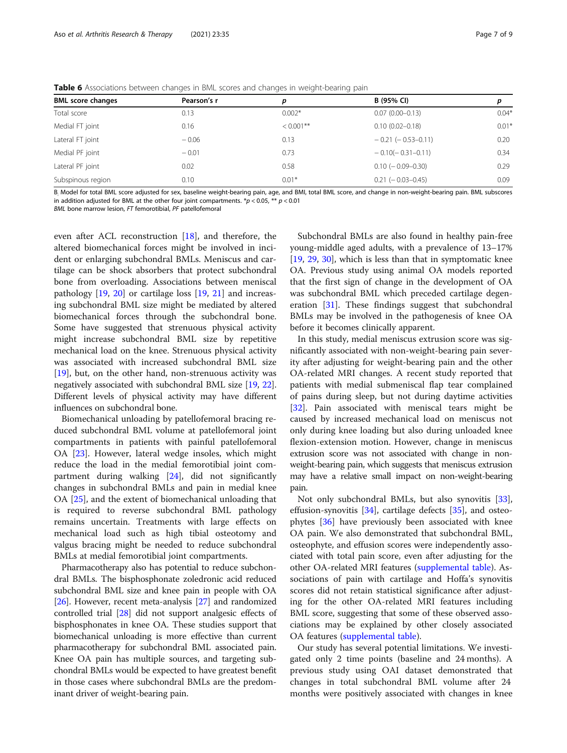**Table 6** Associations between changes in BML scores and changes in weight-bearing pain

| BML score changes | Pearson's r | p | B (95% CI) | p |
|---|---|---|---|---|
| Total score | 0.13 | 0.002* | 0.07 (0.00–0.13) | 0.04* |
| Medial FT joint | 0.16 | < 0.001** | 0.10 (0.02–0.18) | 0.01* |
| Lateral FT joint | − 0.06 | 0.13 | − 0.21 (− 0.53–0.11) | 0.20 |
| Medial PF joint | − 0.01 | 0.73 | − 0.10(− 0.31–0.11) | 0.34 |
| Lateral PF joint | 0.02 | 0.58 | 0.10 (− 0.09–0.30) | 0.29 |
| Subspinous region | 0.10 | 0.01* | 0.21 (− 0.03–0.45) | 0.09 |

B. Model for total BML score adjusted for sex, baseline weight-bearing pain, age, and BMI, total BML score, and change in non-weight-bearing pain. BML subscores in addition adjusted for BML at the other four joint compartments. $*p < 0.05$, $** p < 0.01$
*BML* bone marrow lesion, *FT* femorotibial, *PF* patellofemoral

even after ACL reconstruction [18], and therefore, the altered biomechanical forces might be involved in incident or enlarging subchondral BMLs. Meniscus and cartilage can be shock absorbers that protect subchondral bone from overloading. Associations between meniscal pathology [19, 20] or cartilage loss [19, 21] and increasing subchondral BML size might be mediated by altered biomechanical forces through the subchondral bone. Some have suggested that strenuous physical activity might increase subchondral BML size by repetitive mechanical load on the knee. Strenuous physical activity was associated with increased subchondral BML size [19], but, on the other hand, non-strenuous activity was negatively associated with subchondral BML size [19, 22]. Different levels of physical activity may have different influences on subchondral bone.

Biomechanical unloading by patellofemoral bracing reduced subchondral BML volume at patellofemoral joint compartments in patients with painful patellofemoral OA [23]. However, lateral wedge insoles, which might reduce the load in the medial femorotibial joint compartment during walking [24], did not significantly changes in subchondral BMLs and pain in medial knee OA [25], and the extent of biomechanical unloading that is required to reverse subchondral BML pathology remains uncertain. Treatments with large effects on mechanical load such as high tibial osteotomy and valgus bracing might be needed to reduce subchondral BMLs at medial femorotibial joint compartments.

Pharmacotherapy also has potential to reduce subchondral BMLs. The bisphosphonate zoledronic acid reduced subchondral BML size and knee pain in people with OA [26]. However, recent meta-analysis [27] and randomized controlled trial [28] did not support analgesic effects of bisphosphonates in knee OA. These studies support that biomechanical unloading is more effective than current pharmacotherapy for subchondral BML associated pain. Knee OA pain has multiple sources, and targeting subchondral BMLs would be expected to have greatest benefit in those cases where subchondral BMLs are the predominant driver of weight-bearing pain.

Subchondral BMLs are also found in healthy pain-free young-middle aged adults, with a prevalence of 13–17% [19, 29, 30], which is less than that in symptomatic knee OA. Previous study using animal OA models reported that the first sign of change in the development of OA was subchondral BML which preceded cartilage degeneration [31]. These findings suggest that subchondral BMLs may be involved in the pathogenesis of knee OA before it becomes clinically apparent.

In this study, medial meniscus extrusion score was significantly associated with non-weight-bearing pain severity after adjusting for weight-bearing pain and the other OA-related MRI changes. A recent study reported that patients with medial submeniscal flap tear complained of pains during sleep, but not during daytime activities [32]. Pain associated with meniscal tears might be caused by increased mechanical load on meniscus not only during knee loading but also during unloaded knee flexion-extension motion. However, change in meniscus extrusion score was not associated with change in non-weight-bearing pain, which suggests that meniscus extrusion may have a relative small impact on non-weight-bearing pain.

Not only subchondral BMLs, but also synovitis [33], effusion-synovitis [34], cartilage defects [35], and osteophytes [36] have previously been associated with knee OA pain. We also demonstrated that subchondral BML, osteophyte, and effusion scores were independently associated with total pain score, even after adjusting for the other OA-related MRI features (supplemental table). Associations of pain with cartilage and Hoffa's synovitis scores did not retain statistical significance after adjusting for the other OA-related MRI features including BML score, suggesting that some of these observed associations may be explained by other closely associated OA features (supplemental table).

Our study has several potential limitations. We investigated only 2 time points (baseline and 24 months). A previous study using OAI dataset demonstrated that changes in total subchondral BML volume after 24 months were positively associated with changes in knee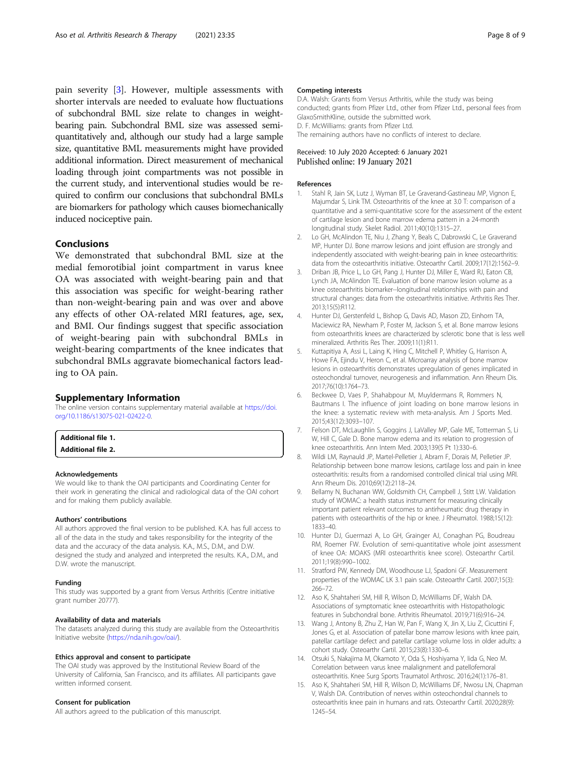pain severity [3]. However, multiple assessments with shorter intervals are needed to evaluate how fluctuations of subchondral BML size relate to changes in weight-bearing pain. Subchondral BML size was assessed semi-quantitatively and, although our study had a large sample size, quantitative BML measurements might have provided additional information. Direct measurement of mechanical loading through joint compartments was not possible in the current study, and interventional studies would be required to confirm our conclusions that subchondral BMLs are biomarkers for pathology which causes biomechanically induced nociceptive pain.

## Conclusions

We demonstrated that subchondral BML size at the medial femorotibial joint compartment in varus knee OA was associated with weight-bearing pain and that this association was specific for weight-bearing rather than non-weight-bearing pain and was over and above any effects of other OA-related MRI features, age, sex, and BMI. Our findings suggest that specific association of weight-bearing pain with subchondral BMLs in weight-bearing compartments of the knee indicates that subchondral BMLs aggravate biomechanical factors leading to OA pain.

## Supplementary Information

The online version contains supplementary material available at https://doi.org/10.1186/s13075-021-02422-0.

**Additional file 1.**
**Additional file 2.**

### Acknowledgements

We would like to thank the OAI participants and Coordinating Center for their work in generating the clinical and radiological data of the OAI cohort and for making them publicly available.

### Authors' contributions

All authors approved the final version to be published. K.A. has full access to all of the data in the study and takes responsibility for the integrity of the data and the accuracy of the data analysis. K.A., M.S., D.M., and D.W. designed the study and analyzed and interpreted the results. K.A., D.M., and D.W. wrote the manuscript.

### Funding

This study was supported by a grant from Versus Arthritis (Centre initiative grant number 20777).

### Availability of data and materials

The datasets analyzed during this study are available from the Osteoarthritis Initiative website (https://nda.nih.gov/oai/).

### Ethics approval and consent to participate

The OAI study was approved by the Institutional Review Board of the University of California, San Francisco, and its affiliates. All participants gave written informed consent.

### Consent for publication

All authors agreed to the publication of this manuscript.

### Competing interests

D.A. Walsh: Grants from Versus Arthritis, while the study was being conducted; grants from Pfizer Ltd., other from Pfizer Ltd., personal fees from GlaxoSmithKline, outside the submitted work.
D. F. McWilliams: grants from Pfizer Ltd.
The remaining authors have no conflicts of interest to declare.

Received: 10 July 2020 Accepted: 6 January 2021
Published online: 19 January 2021

### References

1. Stahl R, Jain SK, Lutz J, Wyman BT, Le Graverand-Gastineau MP, Vignon E, Majumdar S, Link TM. Osteoarthritis of the knee at 3.0 T: comparison of a quantitative and a semi-quantitative score for the assessment of the extent of cartilage lesion and bone marrow edema pattern in a 24-month longitudinal study. Skelet Radiol. 2011;40(10):1315–27.
2. Lo GH, McAlindon TE, Niu J, Zhang Y, Beals C, Dabrowski C, Le Graverand MP, Hunter DJ. Bone marrow lesions and joint effusion are strongly and independently associated with weight-bearing pain in knee osteoarthritis: data from the osteoarthritis initiative. Osteoarthr Cartil. 2009;17(12):1562–9.
3. Driban JB, Price L, Lo GH, Pang J, Hunter DJ, Miller E, Ward RJ, Eaton CB, Lynch JA, McAlindon TE. Evaluation of bone marrow lesion volume as a knee osteoarthritis biomarker--longitudinal relationships with pain and structural changes: data from the osteoarthritis initiative. Arthritis Res Ther. 2013;15(5):R112.
4. Hunter DJ, Gerstenfeld L, Bishop G, Davis AD, Mason ZD, Einhorn TA, Maciewicz RA, Newham P, Foster M, Jackson S, et al. Bone marrow lesions from osteoarthritis knees are characterized by sclerotic bone that is less well mineralized. Arthritis Res Ther. 2009;11(1):R11.
5. Kuttapitiya A, Assi L, Laing K, Hing C, Mitchell P, Whitley G, Harrison A, Howe FA, Ejindu V, Heron C, et al. Microarray analysis of bone marrow lesions in osteoarthritis demonstrates upregulation of genes implicated in osteochondral turnover, neurogenesis and inflammation. Ann Rheum Dis. 2017;76(10):1764–73.
6. Beckwee D, Vaes P, Shahabpour M, Muyldermans R, Rommers N, Bautmans I. The influence of joint loading on bone marrow lesions in the knee: a systematic review with meta-analysis. Am J Sports Med. 2015;43(12):3093–107.
7. Felson DT, McLaughlin S, Goggins J, LaValley MP, Gale ME, Totterman S, Li W, Hill C, Gale D. Bone marrow edema and its relation to progression of knee osteoarthritis. Ann Intern Med. 2003;139(5 Pt 1):330–6.
8. Wildi LM, Raynauld JP, Martel-Pelletier J, Abram F, Dorais M, Pelletier JP. Relationship between bone marrow lesions, cartilage loss and pain in knee osteoarthritis: results from a randomised controlled clinical trial using MRI. Ann Rheum Dis. 2010;69(12):2118–24.
9. Bellamy N, Buchanan WW, Goldsmith CH, Campbell J, Stitt LW. Validation study of WOMAC: a health status instrument for measuring clinically important patient relevant outcomes to antirheumatic drug therapy in patients with osteoarthritis of the hip or knee. J Rheumatol. 1988;15(12):1833–40.
10. Hunter DJ, Guermazi A, Lo GH, Grainger AJ, Conaghan PG, Boudreau RM, Roemer FW. Evolution of semi-quantitative whole joint assessment of knee OA: MOAKS (MRI osteoarthritis knee score). Osteoarthr Cartil. 2011;19(8):990–1002.
11. Stratford PW, Kennedy DM, Woodhouse LJ, Spadoni GF. Measurement properties of the WOMAC LK 3.1 pain scale. Osteoarthr Cartil. 2007;15(3):266–72.
12. Aso K, Shahtaheri SM, Hill R, Wilson D, McWilliams DF, Walsh DA. Associations of symptomatic knee osteoarthritis with Histopathologic features in Subchondral bone. Arthritis Rheumatol. 2019;71(6):916–24.
13. Wang J, Antony B, Zhu Z, Han W, Pan F, Wang X, Jin X, Liu Z, Cicuttini F, Jones G, et al. Association of patellar bone marrow lesions with knee pain, patellar cartilage defect and patellar cartilage volume loss in older adults: a cohort study. Osteoarthr Cartil. 2015;23(8):1330–6.
14. Otsuki S, Nakajima M, Okamoto Y, Oda S, Hoshiyama Y, Iida G, Neo M. Correlation between varus knee malalignment and patellofemoral osteoarthritis. Knee Surg Sports Traumatol Arthrosc. 2016;24(1):176–81.
15. Aso K, Shahtaheri SM, Hill R, Wilson D, McWilliams DF, Nwosu LN, Chapman V, Walsh DA. Contribution of nerves within osteochondral channels to osteoarthritis knee pain in humans and rats. Osteoarthr Cartil. 2020;28(9):1245–54.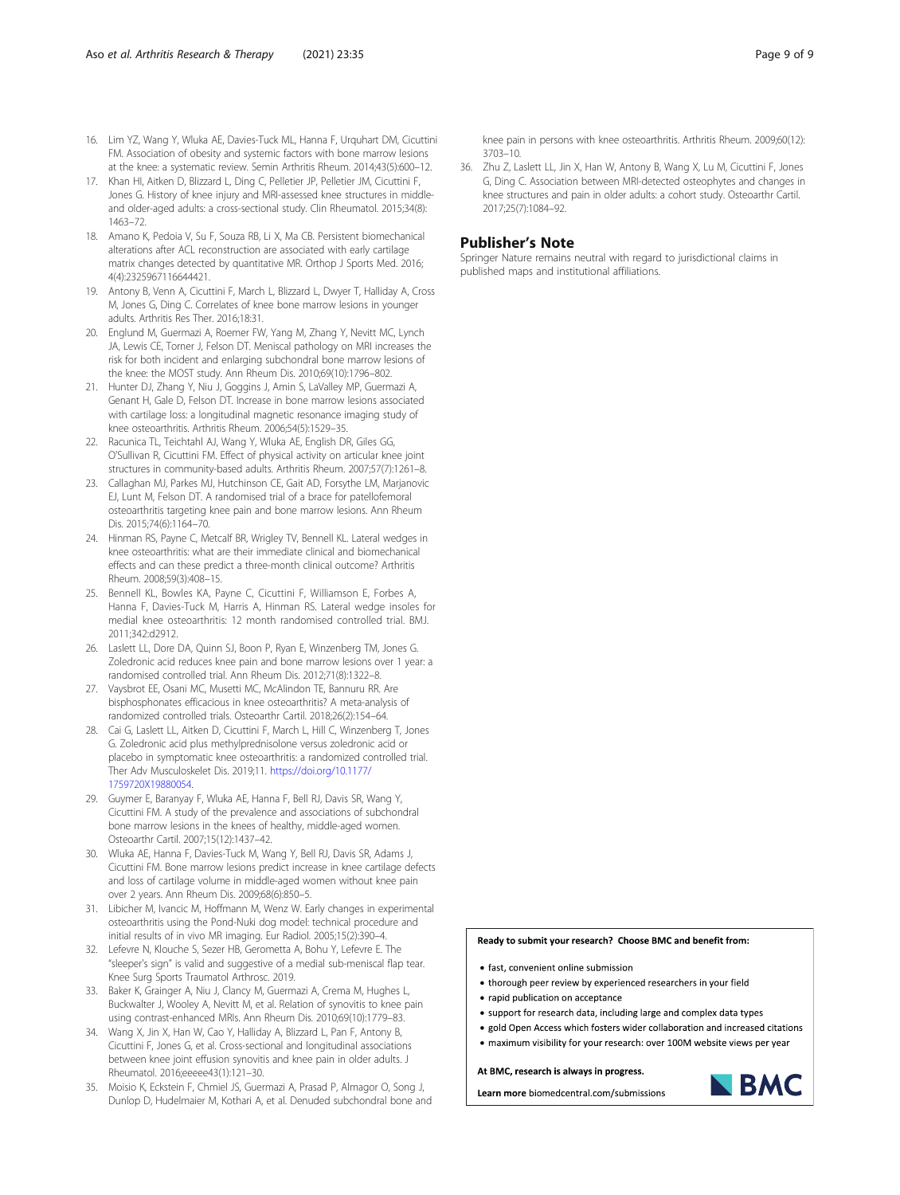16. Lim YZ, Wang Y, Wluka AE, Davies-Tuck ML, Hanna F, Urquhart DM, Cicuttini FM. Association of obesity and systemic factors with bone marrow lesions at the knee: a systematic review. Semin Arthritis Rheum. 2014;43(5):600–12.
17. Khan HI, Aitken D, Blizzard L, Ding C, Pelletier JP, Pelletier JM, Cicuttini F, Jones G. History of knee injury and MRI-assessed knee structures in middle- and older-aged adults: a cross-sectional study. Clin Rheumatol. 2015;34(8): 1463–72.
18. Amano K, Pedoia V, Su F, Souza RB, Li X, Ma CB. Persistent biomechanical alterations after ACL reconstruction are associated with early cartilage matrix changes detected by quantitative MR. Orthop J Sports Med. 2016; 4(4):2325967116644421.
19. Antony B, Venn A, Cicuttini F, March L, Blizzard L, Dwyer T, Halliday A, Cross M, Jones G, Ding C. Correlates of knee bone marrow lesions in younger adults. Arthritis Res Ther. 2016;18:31.
20. Englund M, Guermazi A, Roemer FW, Yang M, Zhang Y, Nevitt MC, Lynch JA, Lewis CE, Torner J, Felson DT. Meniscal pathology on MRI increases the risk for both incident and enlarging subchondral bone marrow lesions of the knee: the MOST study. Ann Rheum Dis. 2010;69(10):1796–802.
21. Hunter DJ, Zhang Y, Niu J, Goggins J, Amin S, LaValley MP, Guermazi A, Genant H, Gale D, Felson DT. Increase in bone marrow lesions associated with cartilage loss: a longitudinal magnetic resonance imaging study of knee osteoarthritis. Arthritis Rheum. 2006;54(5):1529–35.
22. Racunica TL, Teichtahl AJ, Wang Y, Wluka AE, English DR, Giles GG, O'Sullivan R, Cicuttini FM. Effect of physical activity on articular knee joint structures in community-based adults. Arthritis Rheum. 2007;57(7):1261–8.
23. Callaghan MJ, Parkes MJ, Hutchinson CE, Gait AD, Forsythe LM, Marjanovic EJ, Lunt M, Felson DT. A randomised trial of a brace for patellofemoral osteoarthritis targeting knee pain and bone marrow lesions. Ann Rheum Dis. 2015;74(6):1164–70.
24. Hinman RS, Payne C, Metcalf BR, Wrigley TV, Bennell KL. Lateral wedges in knee osteoarthritis: what are their immediate clinical and biomechanical effects and can these predict a three-month clinical outcome? Arthritis Rheum. 2008;59(3):408–15.
25. Bennell KL, Bowles KA, Payne C, Cicuttini F, Williamson E, Forbes A, Hanna F, Davies-Tuck M, Harris A, Hinman RS. Lateral wedge insoles for medial knee osteoarthritis: 12 month randomised controlled trial. BMJ. 2011;342:d2912.
26. Laslett LL, Dore DA, Quinn SJ, Boon P, Ryan E, Winzenberg TM, Jones G. Zoledronic acid reduces knee pain and bone marrow lesions over 1 year: a randomised controlled trial. Ann Rheum Dis. 2012;71(8):1322–8.
27. Vaysbrot EE, Osani MC, Musetti MC, McAlindon TE, Bannuru RR. Are bisphosphonates efficacious in knee osteoarthritis? A meta-analysis of randomized controlled trials. Osteoarthr Cartil. 2018;26(2):154–64.
28. Cai G, Laslett LL, Aitken D, Cicuttini F, March L, Hill C, Winzenberg T, Jones G. Zoledronic acid plus methylprednisolone versus zoledronic acid or placebo in symptomatic knee osteoarthritis: a randomized controlled trial. Ther Adv Musculoskelet Dis. 2019;11. https://doi.org/10.1177/1759720X19880054.
29. Guymer E, Baranyay F, Wluka AE, Hanna F, Bell RJ, Davis SR, Wang Y, Cicuttini FM. A study of the prevalence and associations of subchondral bone marrow lesions in the knees of healthy, middle-aged women. Osteoarthr Cartil. 2007;15(12):1437–42.
30. Wluka AE, Hanna F, Davies-Tuck M, Wang Y, Bell RJ, Davis SR, Adams J, Cicuttini FM. Bone marrow lesions predict increase in knee cartilage defects and loss of cartilage volume in middle-aged women without knee pain over 2 years. Ann Rheum Dis. 2009;68(6):850–5.
31. Libicher M, Ivancic M, Hoffmann M, Wenz W. Early changes in experimental osteoarthritis using the Pond-Nuki dog model: technical procedure and initial results of in vivo MR imaging. Eur Radiol. 2005;15(2):390–4.
32. Lefevre N, Klouche S, Sezer HB, Gerometta A, Bohu Y, Lefevre E. The "sleeper's sign" is valid and suggestive of a medial sub-meniscal flap tear. Knee Surg Sports Traumatol Arthrosc. 2019.
33. Baker K, Grainger A, Niu J, Clancy M, Guermazi A, Crema M, Hughes L, Buckwalter J, Wooley A, Nevitt M, et al. Relation of synovitis to knee pain using contrast-enhanced MRIs. Ann Rheum Dis. 2010;69(10):1779–83.
34. Wang X, Jin X, Han W, Cao Y, Halliday A, Blizzard L, Pan F, Antony B, Cicuttini F, Jones G, et al. Cross-sectional and longitudinal associations between knee joint effusion synovitis and knee pain in older adults. J Rheumatol. 2016;eeeee43(1):121–30.
35. Moisio K, Eckstein F, Chmiel JS, Guermazi A, Prasad P, Almagor O, Song J, Dunlop D, Hudelmaier M, Kothari A, et al. Denuded subchondral bone and knee pain in persons with knee osteoarthritis. Arthritis Rheum. 2009;60(12): 3703–10.
36. Zhu Z, Laslett LL, Jin X, Han W, Antony B, Wang X, Lu M, Cicuttini F, Jones G, Ding C. Association between MRI-detected osteophytes and changes in knee structures and pain in older adults: a cohort study. Osteoarthr Cartil. 2017;25(7):1084–92.

## Publisher's Note

Springer Nature remains neutral with regard to jurisdictional claims in published maps and institutional affiliations.

**Ready to submit your research? Choose BMC and benefit from:**

- fast, convenient online submission
- thorough peer review by experienced researchers in your field
- rapid publication on acceptance
- support for research data, including large and complex data types
- gold Open Access which fosters wider collaboration and increased citations
- maximum visibility for your research: over 100M website views per year

**At BMC, research is always in progress.**

**Learn more** biomedcentral.com/submissions

BMC